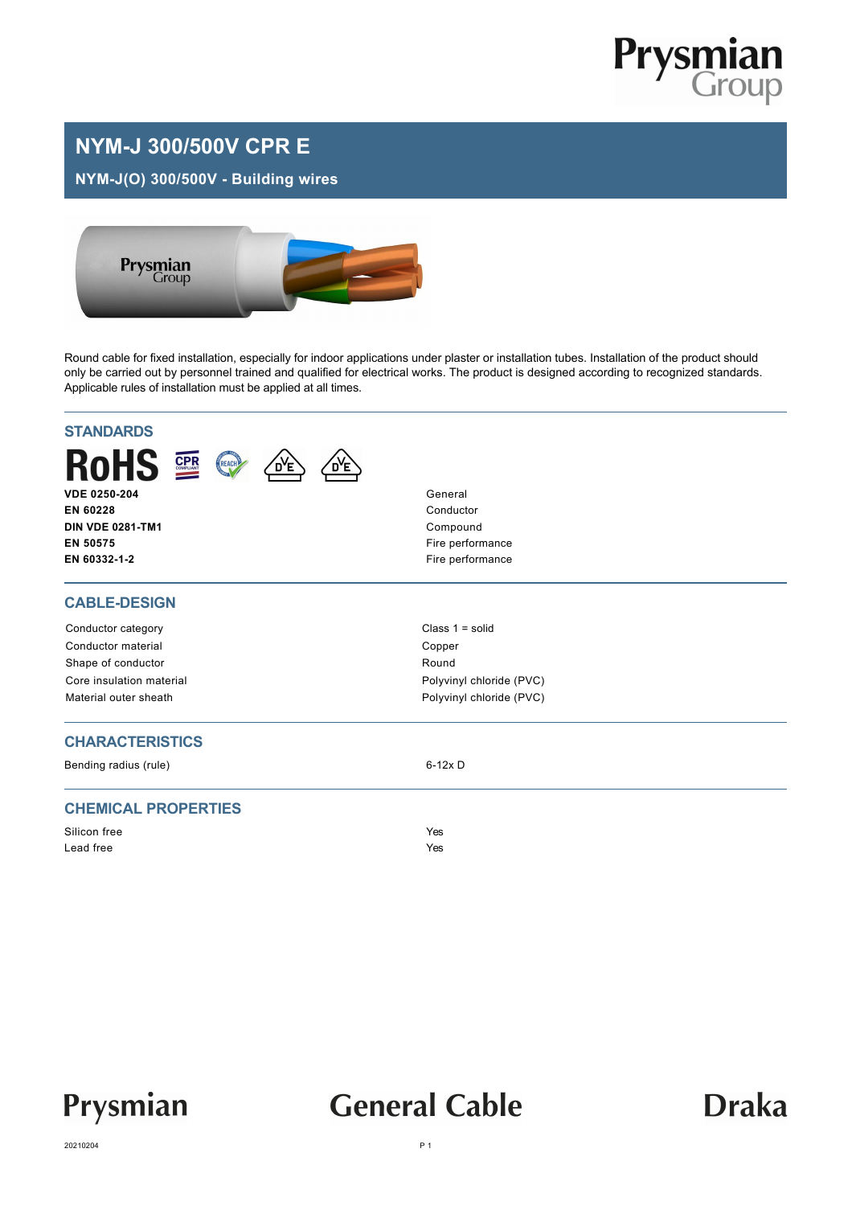# NYM-J 300/500V CPR E

## NYM-J(O) 300/500V - Building wires

Round cable for fixed installation, especially for indoor applications under plaster or installation tubes. Installation of the product should only be carried out by personnel trained and qualified for electrical works. The product is designed according to recognized standards. Applicable rules of installation must be applied at all times.

## STANDARDS

| | |
|---|---|
| **VDE 0250-204** | General |
| **EN 60228** | Conductor |
| **DIN VDE 0281-TM1** | Compound |
| **EN 50575** | Fire performance |
| **EN 60332-1-2** | Fire performance |

## CABLE-DESIGN

| | |
|---|---|
| Conductor category | Class 1 = solid |
| Conductor material | Copper |
| Shape of conductor | Round |
| Core insulation material | Polyvinyl chloride (PVC) |
| Material outer sheath | Polyvinyl chloride (PVC) |

## CHARACTERISTICS

| | |
|---|---|
| Bending radius (rule) | 6-12x D |

## CHEMICAL PROPERTIES

| | |
|---|---|
| Silicon free | Yes |
| Lead free | Yes |

Prysmian General Cable Draka

20210204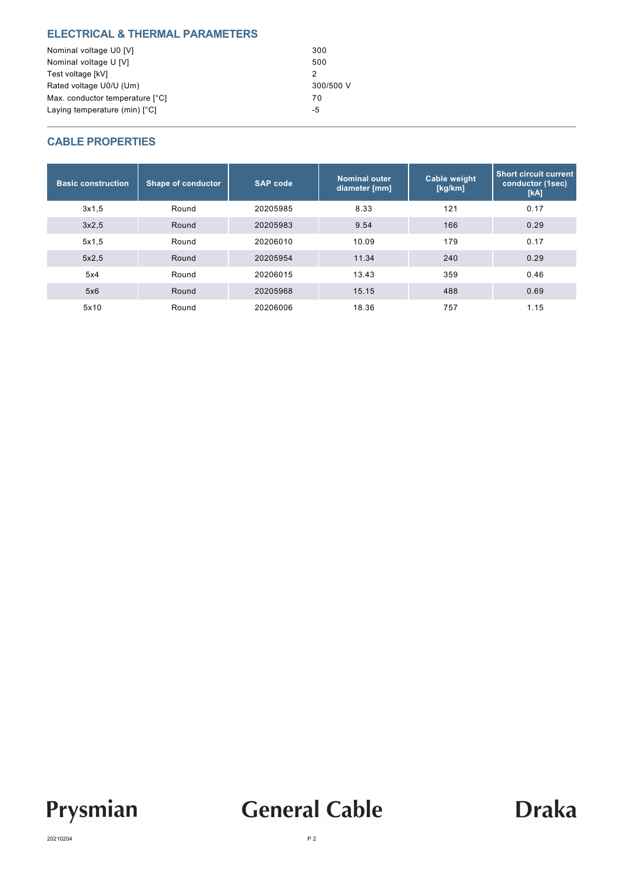## ELECTRICAL & THERMAL PARAMETERS

| | |
|---|---|
| Nominal voltage U0 [V] | 300 |
| Nominal voltage U [V] | 500 |
| Test voltage [kV] | 2 |
| Rated voltage U0/U (Um) | 300/500 V |
| Max. conductor temperature [°C] | 70 |
| Laying temperature (min) [°C] | -5 |

## CABLE PROPERTIES

| Basic construction | Shape of conductor | SAP code | Nominal outer diameter [mm] | Cable weight [kg/km] | Short circuit current conductor (1sec) [kA] |
|---|---|---|---|---|---|
| 3x1,5 | Round | 20205985 | 8.33 | 121 | 0.17 |
| 3x2,5 | Round | 20205983 | 9.54 | 166 | 0.29 |
| 5x1,5 | Round | 20206010 | 10.09 | 179 | 0.17 |
| 5x2,5 | Round | 20205954 | 11.34 | 240 | 0.29 |
| 5x4 | Round | 20206015 | 13.43 | 359 | 0.46 |
| 5x6 | Round | 20205968 | 15.15 | 488 | 0.69 |
| 5x10 | Round | 20206006 | 18.36 | 757 | 1.15 |

Prysmian General Cable Draka

20210204